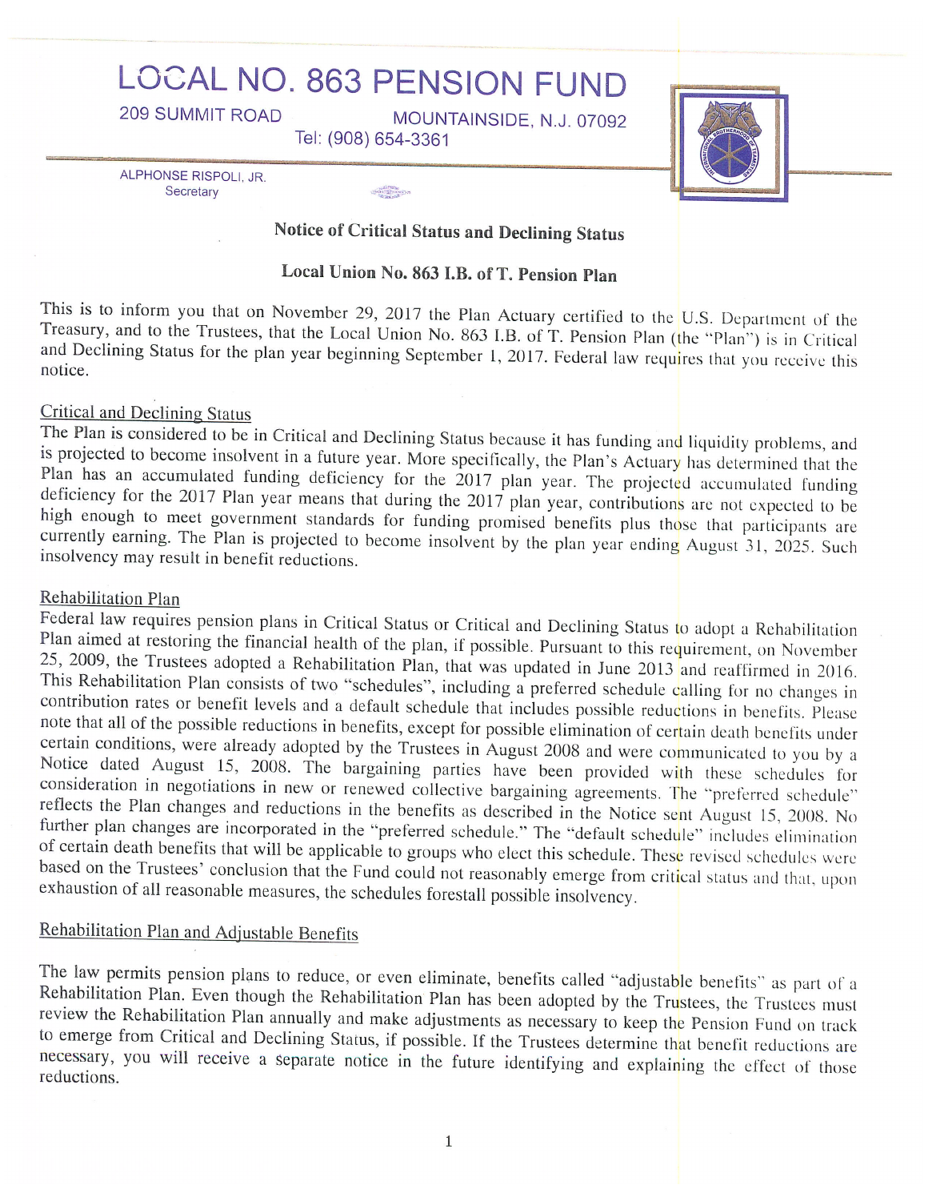# LOCAL NO. 863 PENSION FUND

209 SUMMIT ROAD MOUNTAINSIDE, N.J. 07092

Tel: (908) 654-3361

ALPHONSE RISPOLI, JR.
Secretary

## Notice of Critical Status and Declining Status

## Local Union No. 863 I.B. of T. Pension Plan

This is to inform you that on November 29, 2017 the Plan Actuary certified to the U.S. Department of the Treasury, and to the Trustees, that the Local Union No. 863 I.B. of T. Pension Plan (the "Plan") is in Critical and Declining Status for the plan year beginning September 1, 2017. Federal law requires that you receive this notice.

### Critical and Declining Status

The Plan is considered to be in Critical and Declining Status because it has funding and liquidity problems, and is projected to become insolvent in a future year. More specifically, the Plan's Actuary has determined that the Plan has an accumulated funding deficiency for the 2017 plan year. The projected accumulated funding deficiency for the 2017 Plan year means that during the 2017 plan year, contributions are not expected to be high enough to meet government standards for funding promised benefits plus those that participants are currently earning. The Plan is projected to become insolvent by the plan year ending August 31, 2025. Such insolvency may result in benefit reductions.

### Rehabilitation Plan

Federal law requires pension plans in Critical Status or Critical and Declining Status to adopt a Rehabilitation Plan aimed at restoring the financial health of the plan, if possible. Pursuant to this requirement, on November 25, 2009, the Trustees adopted a Rehabilitation Plan, that was updated in June 2013 and reaffirmed in 2016. This Rehabilitation Plan consists of two "schedules", including a preferred schedule calling for no changes in contribution rates or benefit levels and a default schedule that includes possible reductions in benefits. Please note that all of the possible reductions in benefits, except for possible elimination of certain death benefits under certain conditions, were already adopted by the Trustees in August 2008 and were communicated to you by a Notice dated August 15, 2008. The bargaining parties have been provided with these schedules for consideration in negotiations in new or renewed collective bargaining agreements. The "preferred schedule" reflects the Plan changes and reductions in the benefits as described in the Notice sent August 15, 2008. No further plan changes are incorporated in the "preferred schedule." The "default schedule" includes elimination of certain death benefits that will be applicable to groups who elect this schedule. These revised schedules were based on the Trustees' conclusion that the Fund could not reasonably emerge from critical status and that, upon exhaustion of all reasonable measures, the schedules forestall possible insolvency.

### Rehabilitation Plan and Adjustable Benefits

The law permits pension plans to reduce, or even eliminate, benefits called "adjustable benefits" as part of a Rehabilitation Plan. Even though the Rehabilitation Plan has been adopted by the Trustees, the Trustees must review the Rehabilitation Plan annually and make adjustments as necessary to keep the Pension Fund on track to emerge from Critical and Declining Status, if possible. If the Trustees determine that benefit reductions are necessary, you will receive a separate notice in the future identifying and explaining the effect of those reductions.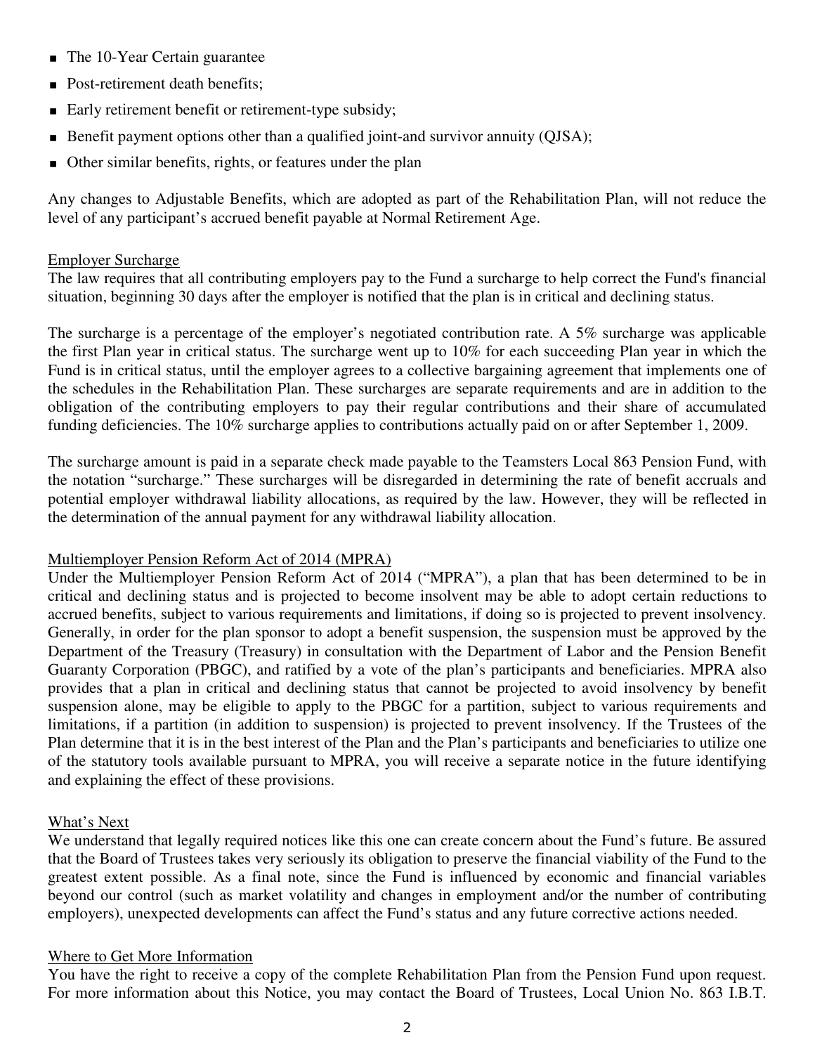- The 10-Year Certain guarantee
- Post-retirement death benefits;
- Early retirement benefit or retirement-type subsidy;
- Benefit payment options other than a qualified joint-and survivor annuity (QJSA);
- Other similar benefits, rights, or features under the plan

Any changes to Adjustable Benefits, which are adopted as part of the Rehabilitation Plan, will not reduce the level of any participant's accrued benefit payable at Normal Retirement Age.

## Employer Surcharge

The law requires that all contributing employers pay to the Fund a surcharge to help correct the Fund's financial situation, beginning 30 days after the employer is notified that the plan is in critical and declining status.

The surcharge is a percentage of the employer's negotiated contribution rate. A 5% surcharge was applicable the first Plan year in critical status. The surcharge went up to 10% for each succeeding Plan year in which the Fund is in critical status, until the employer agrees to a collective bargaining agreement that implements one of the schedules in the Rehabilitation Plan. These surcharges are separate requirements and are in addition to the obligation of the contributing employers to pay their regular contributions and their share of accumulated funding deficiencies. The 10% surcharge applies to contributions actually paid on or after September 1, 2009.

The surcharge amount is paid in a separate check made payable to the Teamsters Local 863 Pension Fund, with the notation "surcharge." These surcharges will be disregarded in determining the rate of benefit accruals and potential employer withdrawal liability allocations, as required by the law. However, they will be reflected in the determination of the annual payment for any withdrawal liability allocation.

## Multiemployer Pension Reform Act of 2014 (MPRA)

Under the Multiemployer Pension Reform Act of 2014 ("MPRA"), a plan that has been determined to be in critical and declining status and is projected to become insolvent may be able to adopt certain reductions to accrued benefits, subject to various requirements and limitations, if doing so is projected to prevent insolvency. Generally, in order for the plan sponsor to adopt a benefit suspension, the suspension must be approved by the Department of the Treasury (Treasury) in consultation with the Department of Labor and the Pension Benefit Guaranty Corporation (PBGC), and ratified by a vote of the plan's participants and beneficiaries. MPRA also provides that a plan in critical and declining status that cannot be projected to avoid insolvency by benefit suspension alone, may be eligible to apply to the PBGC for a partition, subject to various requirements and limitations, if a partition (in addition to suspension) is projected to prevent insolvency. If the Trustees of the Plan determine that it is in the best interest of the Plan and the Plan's participants and beneficiaries to utilize one of the statutory tools available pursuant to MPRA, you will receive a separate notice in the future identifying and explaining the effect of these provisions.

## What's Next

We understand that legally required notices like this one can create concern about the Fund's future. Be assured that the Board of Trustees takes very seriously its obligation to preserve the financial viability of the Fund to the greatest extent possible. As a final note, since the Fund is influenced by economic and financial variables beyond our control (such as market volatility and changes in employment and/or the number of contributing employers), unexpected developments can affect the Fund's status and any future corrective actions needed.

## Where to Get More Information

You have the right to receive a copy of the complete Rehabilitation Plan from the Pension Fund upon request. For more information about this Notice, you may contact the Board of Trustees, Local Union No. 863 I.B.T.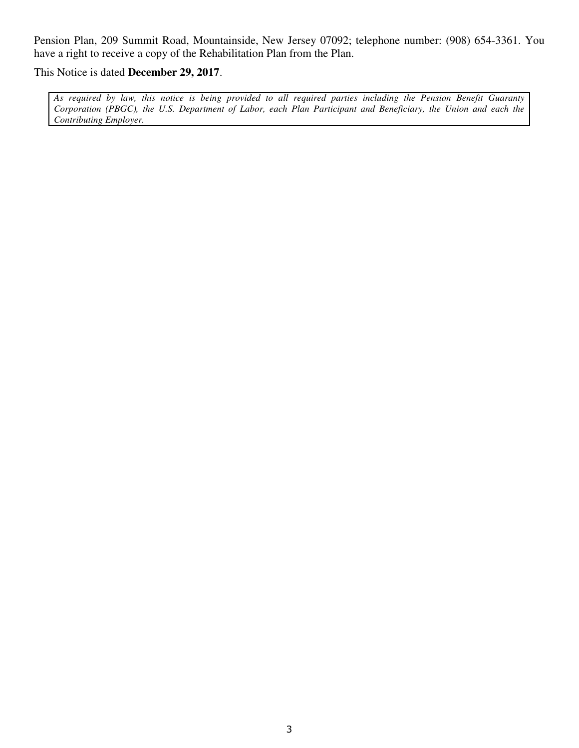Pension Plan, 209 Summit Road, Mountainside, New Jersey 07092; telephone number: (908) 654-3361. You have a right to receive a copy of the Rehabilitation Plan from the Plan.

This Notice is dated **December 29, 2017**.

*As required by law, this notice is being provided to all required parties including the Pension Benefit Guaranty Corporation (PBGC), the U.S. Department of Labor, each Plan Participant and Beneficiary, the Union and each the Contributing Employer.*